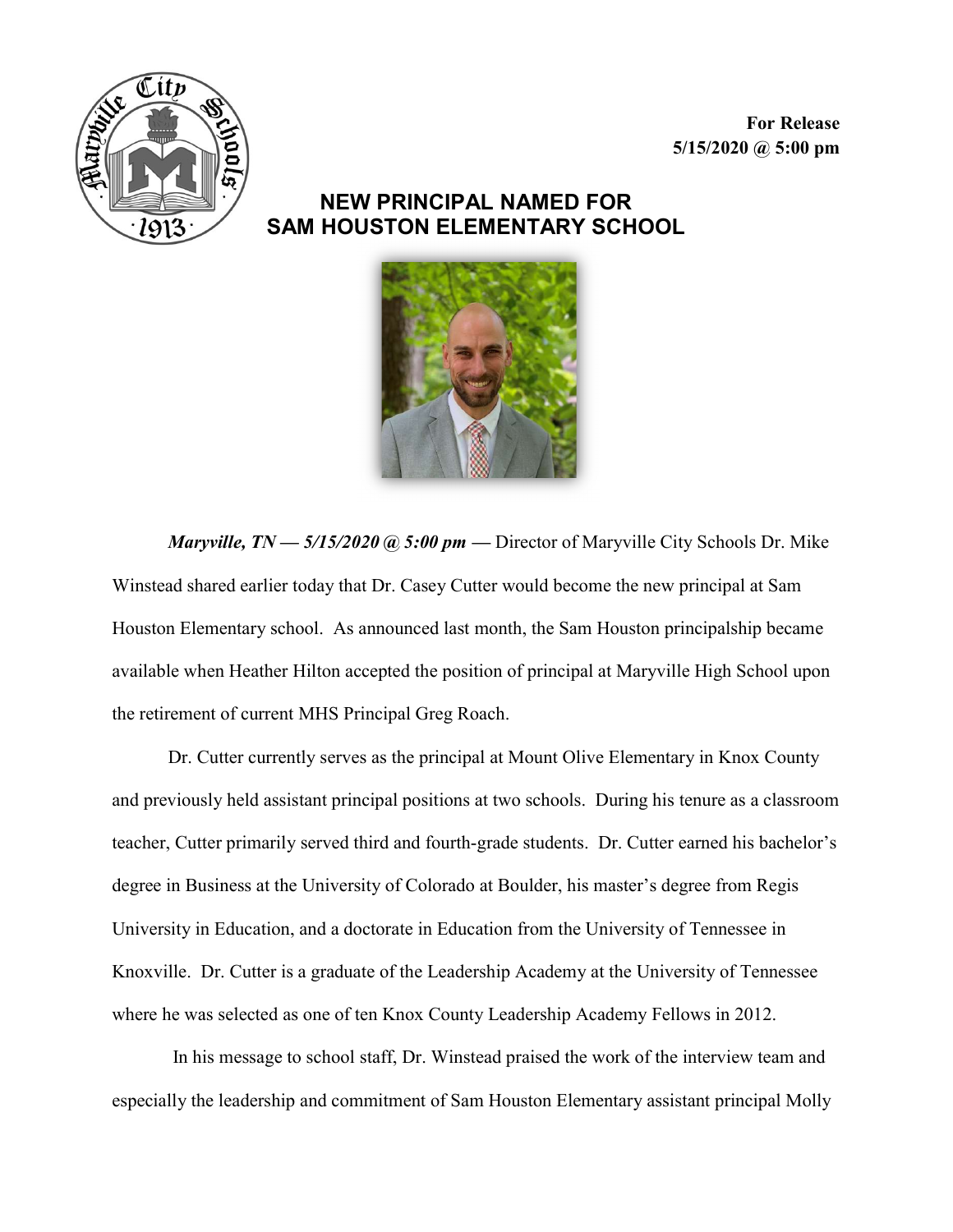**For Release**
**5/15/2020 @ 5:00 pm**

# NEW PRINCIPAL NAMED FOR SAM HOUSTON ELEMENTARY SCHOOL

***Maryville, TN — 5/15/2020 @ 5:00 pm —*** Director of Maryville City Schools Dr. Mike Winstead shared earlier today that Dr. Casey Cutter would become the new principal at Sam Houston Elementary school. As announced last month, the Sam Houston principalship became available when Heather Hilton accepted the position of principal at Maryville High School upon the retirement of current MHS Principal Greg Roach.

Dr. Cutter currently serves as the principal at Mount Olive Elementary in Knox County and previously held assistant principal positions at two schools. During his tenure as a classroom teacher, Cutter primarily served third and fourth-grade students. Dr. Cutter earned his bachelor's degree in Business at the University of Colorado at Boulder, his master's degree from Regis University in Education, and a doctorate in Education from the University of Tennessee in Knoxville. Dr. Cutter is a graduate of the Leadership Academy at the University of Tennessee where he was selected as one of ten Knox County Leadership Academy Fellows in 2012.

In his message to school staff, Dr. Winstead praised the work of the interview team and especially the leadership and commitment of Sam Houston Elementary assistant principal Molly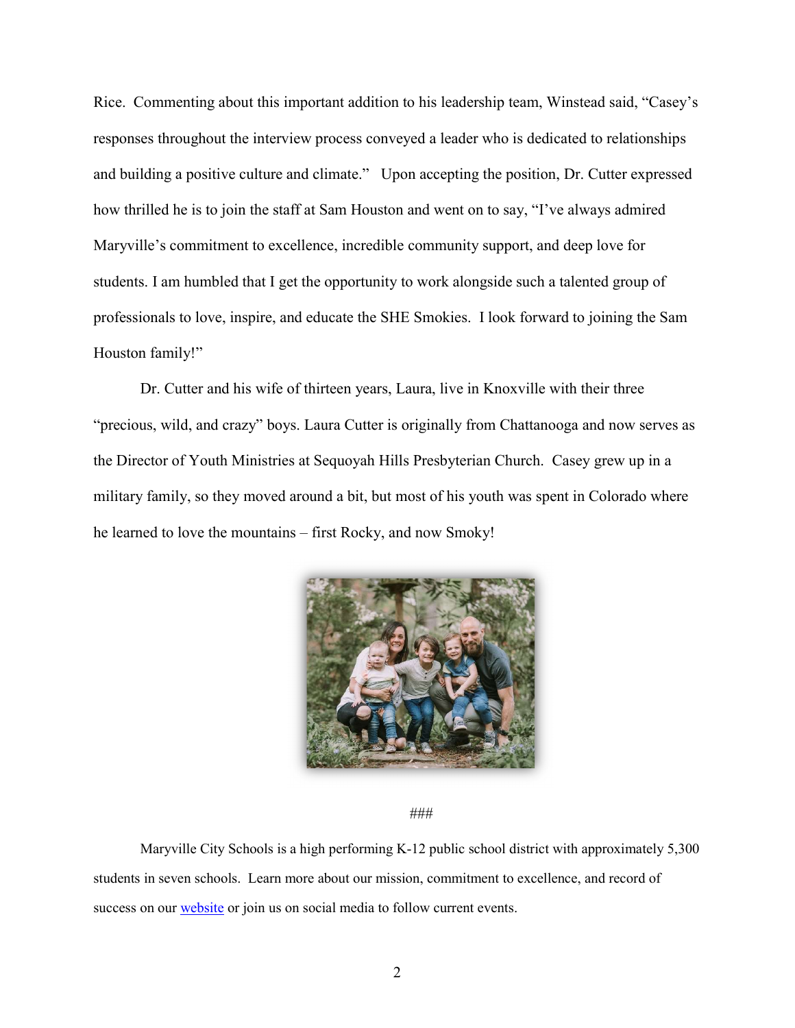Rice. Commenting about this important addition to his leadership team, Winstead said, "Casey's responses throughout the interview process conveyed a leader who is dedicated to relationships and building a positive culture and climate." Upon accepting the position, Dr. Cutter expressed how thrilled he is to join the staff at Sam Houston and went on to say, "I've always admired Maryville's commitment to excellence, incredible community support, and deep love for students. I am humbled that I get the opportunity to work alongside such a talented group of professionals to love, inspire, and educate the SHE Smokies. I look forward to joining the Sam Houston family!"

Dr. Cutter and his wife of thirteen years, Laura, live in Knoxville with their three "precious, wild, and crazy" boys. Laura Cutter is originally from Chattanooga and now serves as the Director of Youth Ministries at Sequoyah Hills Presbyterian Church. Casey grew up in a military family, so they moved around a bit, but most of his youth was spent in Colorado where he learned to love the mountains – first Rocky, and now Smoky!

###

Maryville City Schools is a high performing K-12 public school district with approximately 5,300 students in seven schools. Learn more about our mission, commitment to excellence, and record of success on our website or join us on social media to follow current events.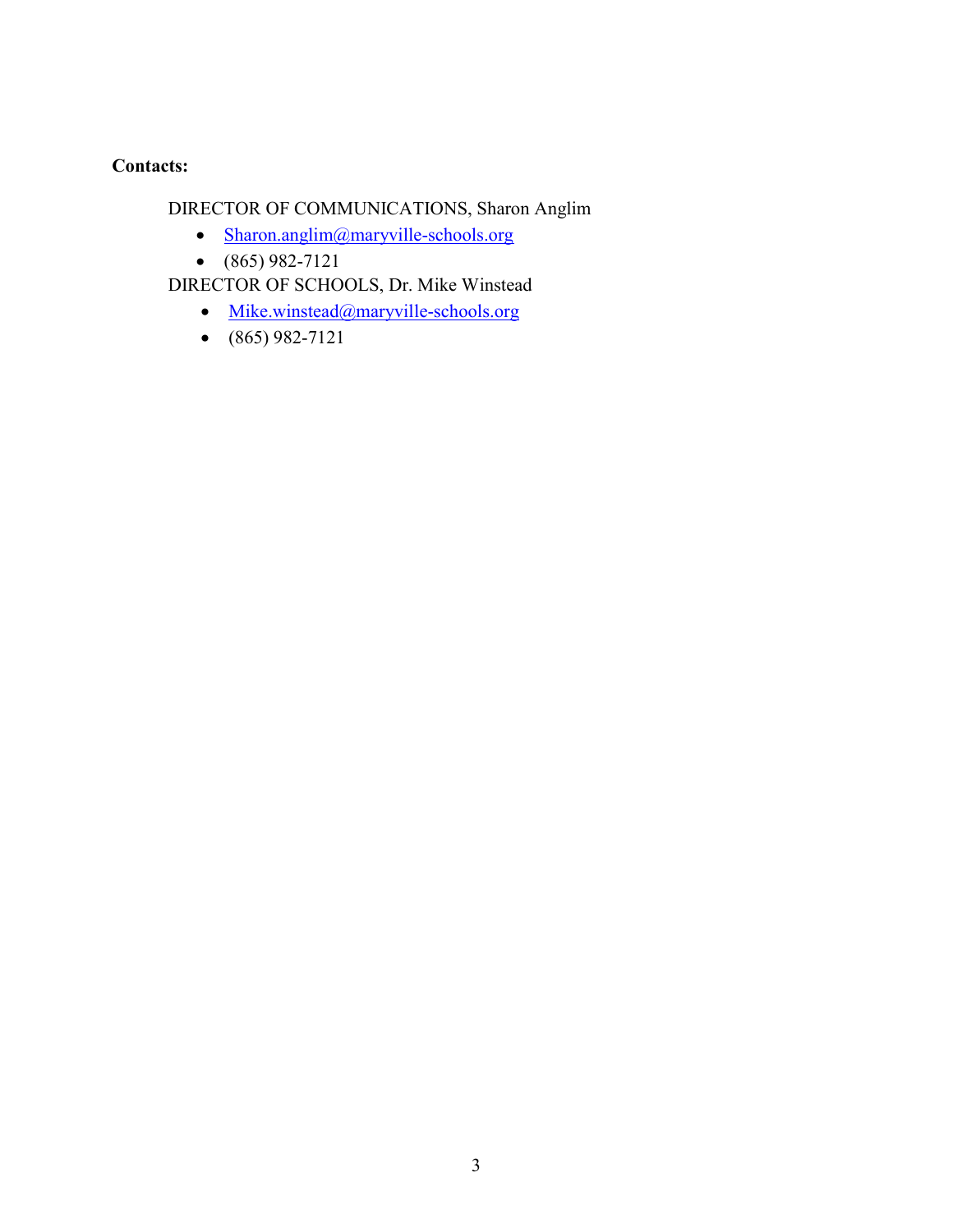**Contacts:**

DIRECTOR OF COMMUNICATIONS, Sharon Anglim

- Sharon.anglim@maryville-schools.org
- (865) 982-7121

DIRECTOR OF SCHOOLS, Dr. Mike Winstead

- Mike.winstead@maryville-schools.org
- (865) 982-7121